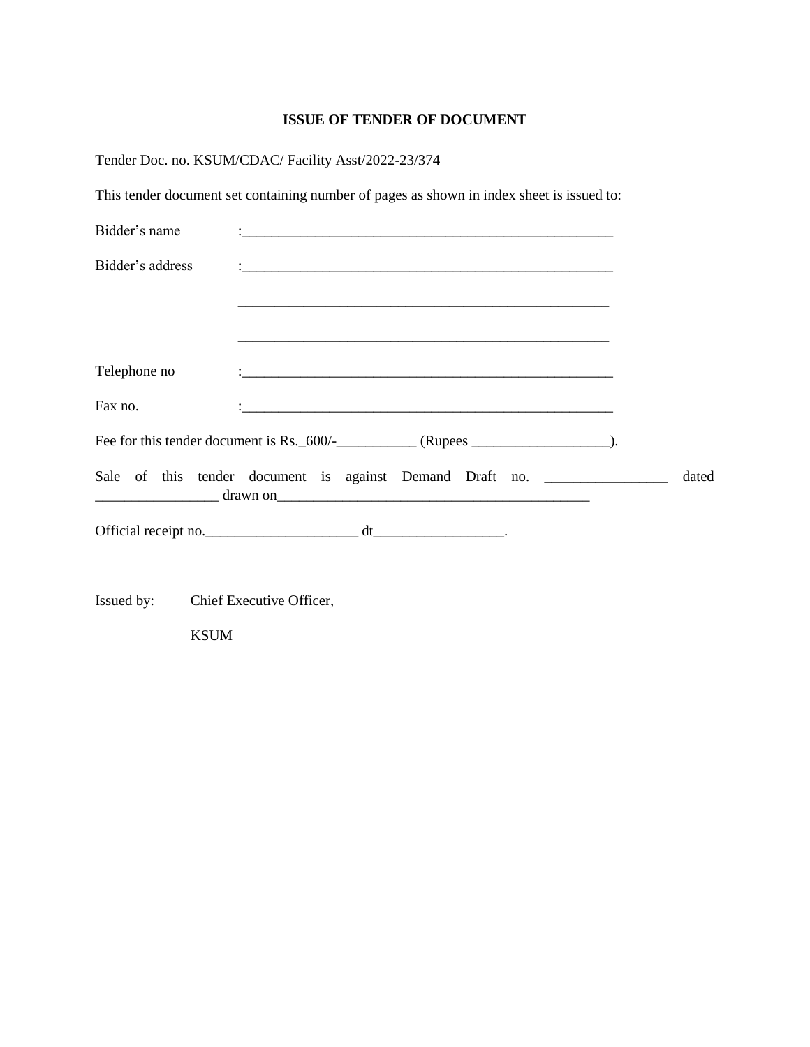## ISSUE OF TENDER OF DOCUMENT

Tender Doc. no. KSUM/CDAC/ Facility Asst/2022-23/374

This tender document set containing number of pages as shown in index sheet is issued to:

Bidder's name : ______________________________________________________

Bidder's address : ______________________________________________________

______________________________________________________

______________________________________________________

Telephone no : ______________________________________________________

Fax no. : ______________________________________________________

Fee for this tender document is Rs._600/-___________ (Rupees ___________________).

Sale of this tender document is against Demand Draft no. _________________ dated _________________ drawn on_____________________________________________

Official receipt no._____________________ dt__________________.

Issued by: Chief Executive Officer,

KSUM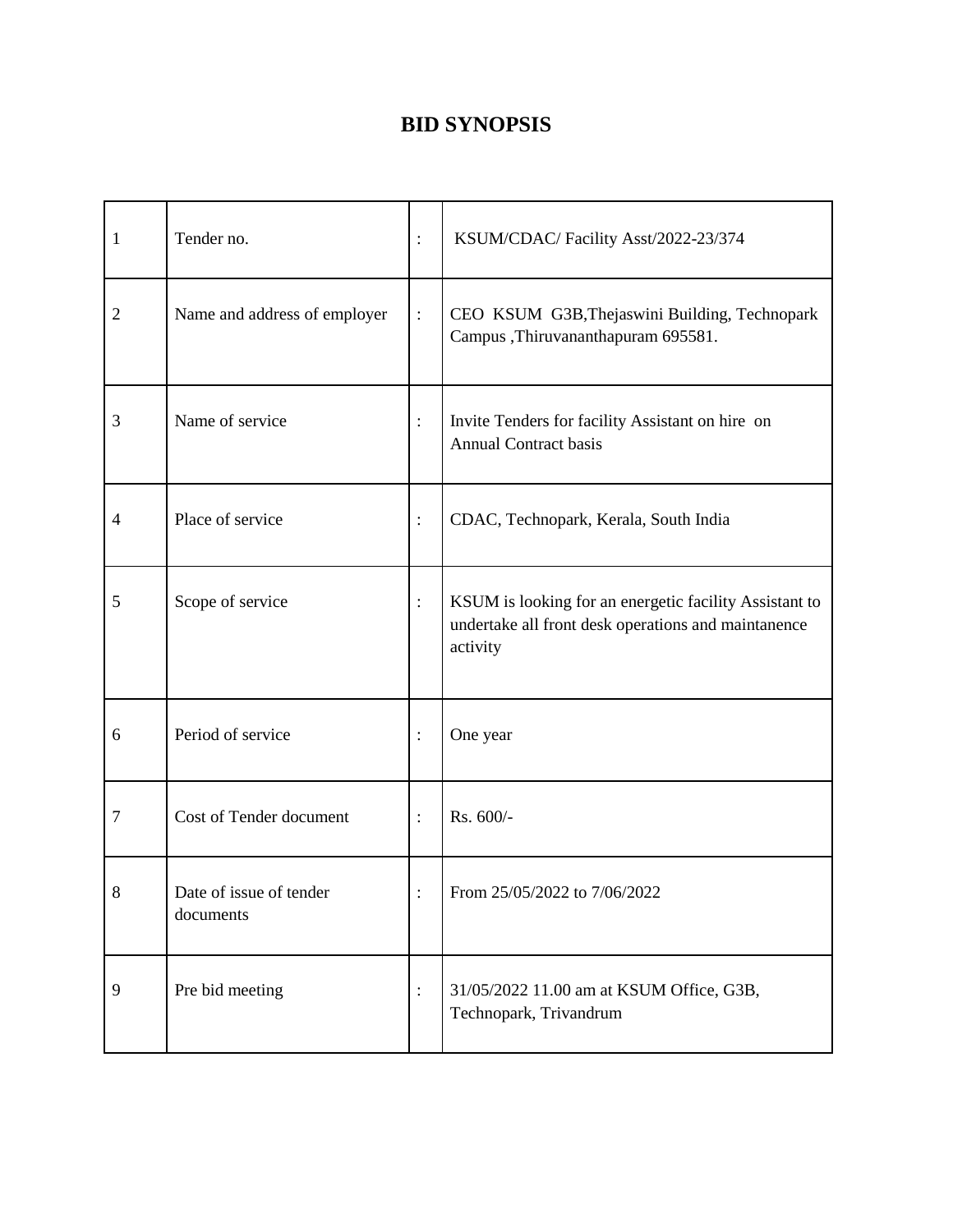# BID SYNOPSIS

| | | | |
|---|---|---|---|
| 1 | Tender no. | : | KSUM/CDAC/ Facility Asst/2022-23/374 |
| 2 | Name and address of employer | : | CEO KSUM G3B,Thejaswini Building, Technopark Campus ,Thiruvananthapuram 695581. |
| 3 | Name of service | : | Invite Tenders for facility Assistant on hire on Annual Contract basis |
| 4 | Place of service | : | CDAC, Technopark, Kerala, South India |
| 5 | Scope of service | : | KSUM is looking for an energetic facility Assistant to undertake all front desk operations and maintanence activity |
| 6 | Period of service | : | One year |
| 7 | Cost of Tender document | : | Rs. 600/- |
| 8 | Date of issue of tender documents | : | From 25/05/2022 to 7/06/2022 |
| 9 | Pre bid meeting | : | 31/05/2022 11.00 am at KSUM Office, G3B, Technopark, Trivandrum |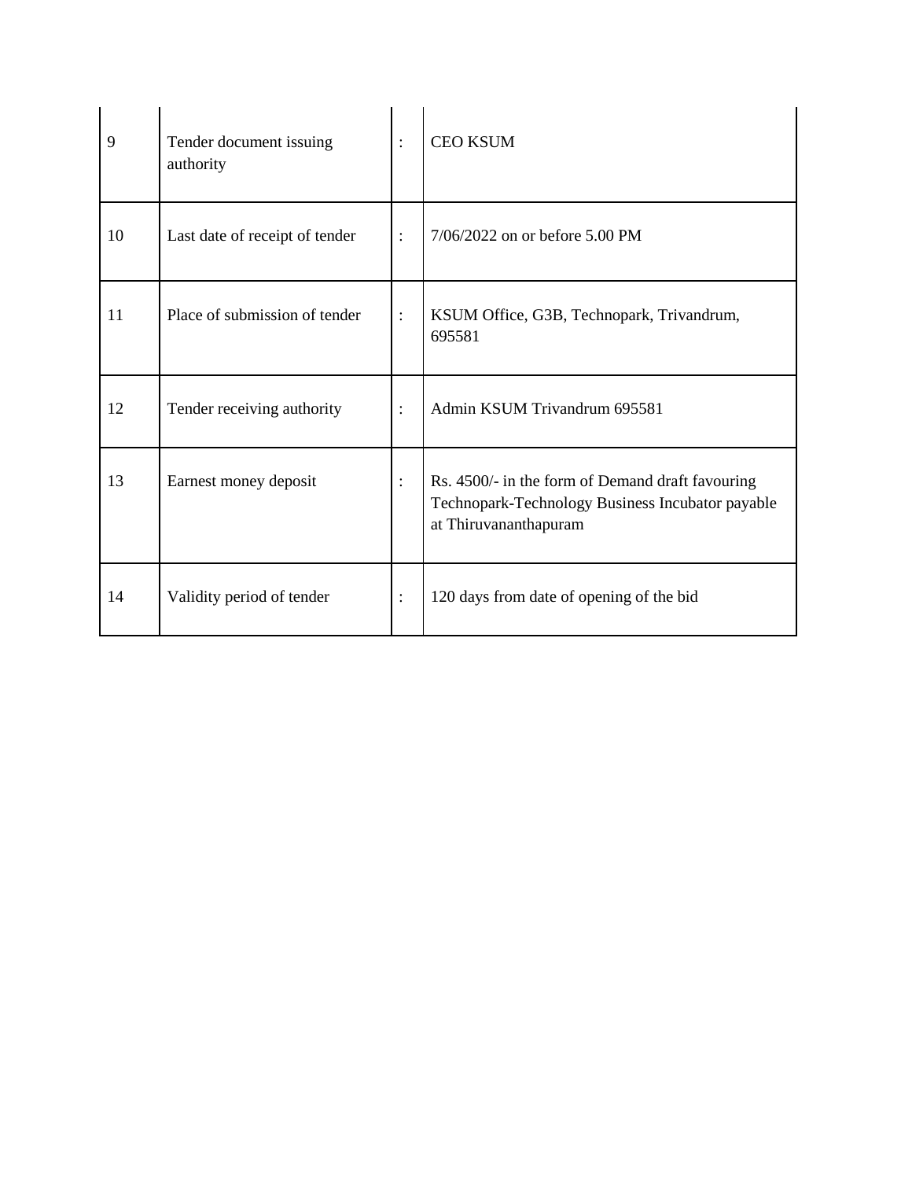| | | | |
|---|---|---|---|
| 9 | Tender document issuing authority | : | CEO KSUM |
| 10 | Last date of receipt of tender | : | 7/06/2022 on or before 5.00 PM |
| 11 | Place of submission of tender | : | KSUM Office, G3B, Technopark, Trivandrum, 695581 |
| 12 | Tender receiving authority | : | Admin KSUM Trivandrum 695581 |
| 13 | Earnest money deposit | : | Rs. 4500/- in the form of Demand draft favouring Technopark-Technology Business Incubator payable at Thiruvananthapuram |
| 14 | Validity period of tender | : | 120 days from date of opening of the bid |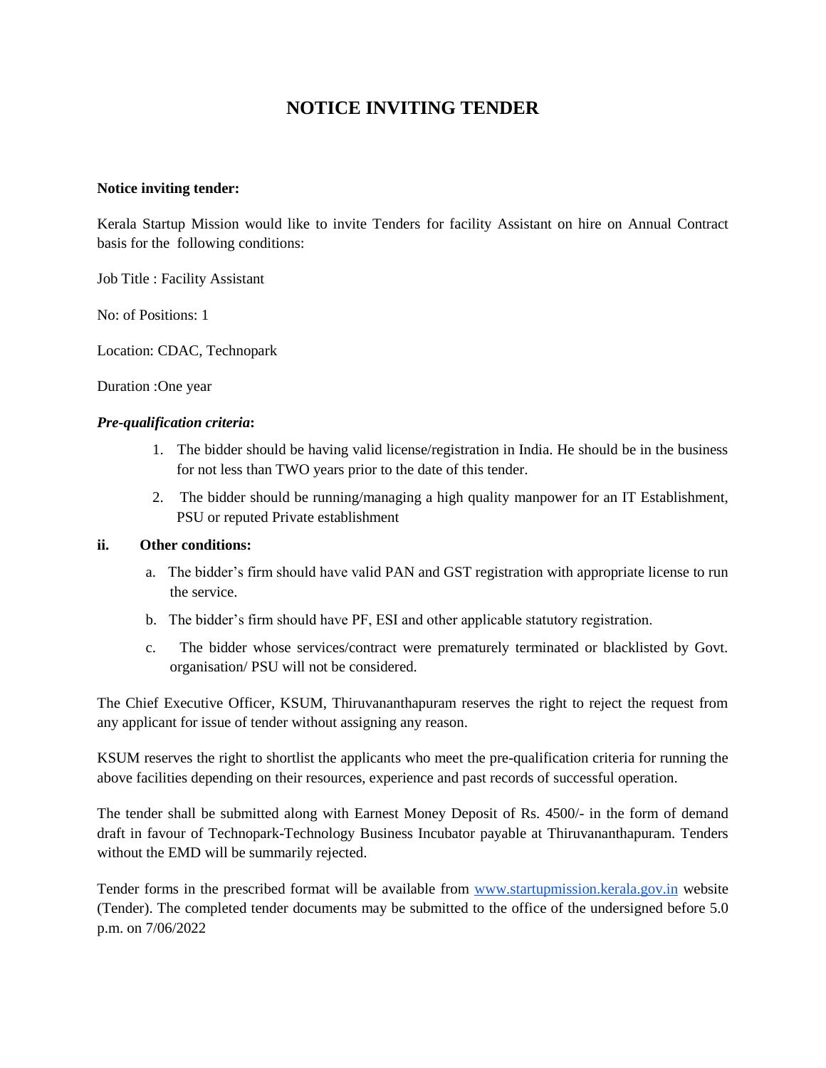# NOTICE INVITING TENDER

**Notice inviting tender:**

Kerala Startup Mission would like to invite Tenders for facility Assistant on hire on Annual Contract basis for the following conditions:

Job Title : Facility Assistant

No: of Positions: 1

Location: CDAC, Technopark

Duration :One year

***Pre-qualification criteria*:**

1. The bidder should be having valid license/registration in India. He should be in the business for not less than TWO years prior to the date of this tender.
2. The bidder should be running/managing a high quality manpower for an IT Establishment, PSU or reputed Private establishment

**ii. Other conditions:**

a. The bidder's firm should have valid PAN and GST registration with appropriate license to run the service.

b. The bidder's firm should have PF, ESI and other applicable statutory registration.

c. The bidder whose services/contract were prematurely terminated or blacklisted by Govt. organisation/ PSU will not be considered.

The Chief Executive Officer, KSUM, Thiruvananthapuram reserves the right to reject the request from any applicant for issue of tender without assigning any reason.

KSUM reserves the right to shortlist the applicants who meet the pre-qualification criteria for running the above facilities depending on their resources, experience and past records of successful operation.

The tender shall be submitted along with Earnest Money Deposit of Rs. 4500/- in the form of demand draft in favour of Technopark-Technology Business Incubator payable at Thiruvananthapuram. Tenders without the EMD will be summarily rejected.

Tender forms in the prescribed format will be available from [www.startupmission.kerala.gov.in](http://www.startupmission.kerala.gov.in) website (Tender). The completed tender documents may be submitted to the office of the undersigned before 5.0 p.m. on 7/06/2022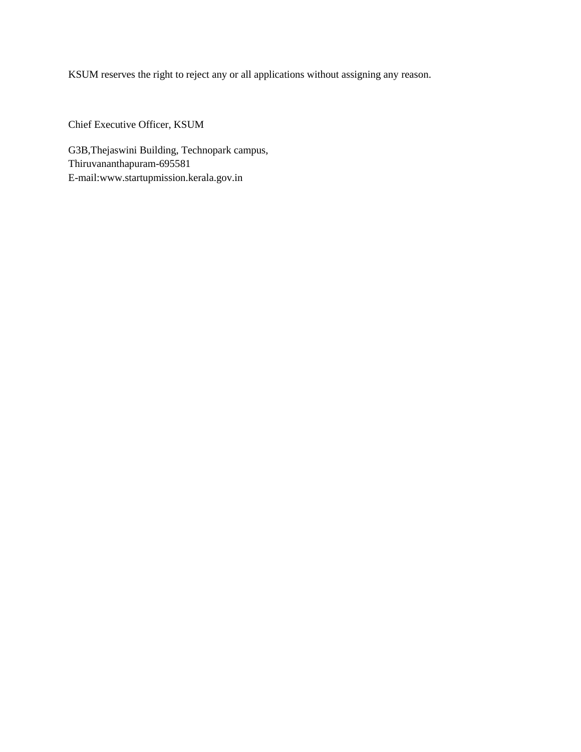KSUM reserves the right to reject any or all applications without assigning any reason.

Chief Executive Officer, KSUM

G3B,Thejaswini Building, Technopark campus,
Thiruvananthapuram-695581
E-mail:www.startupmission.kerala.gov.in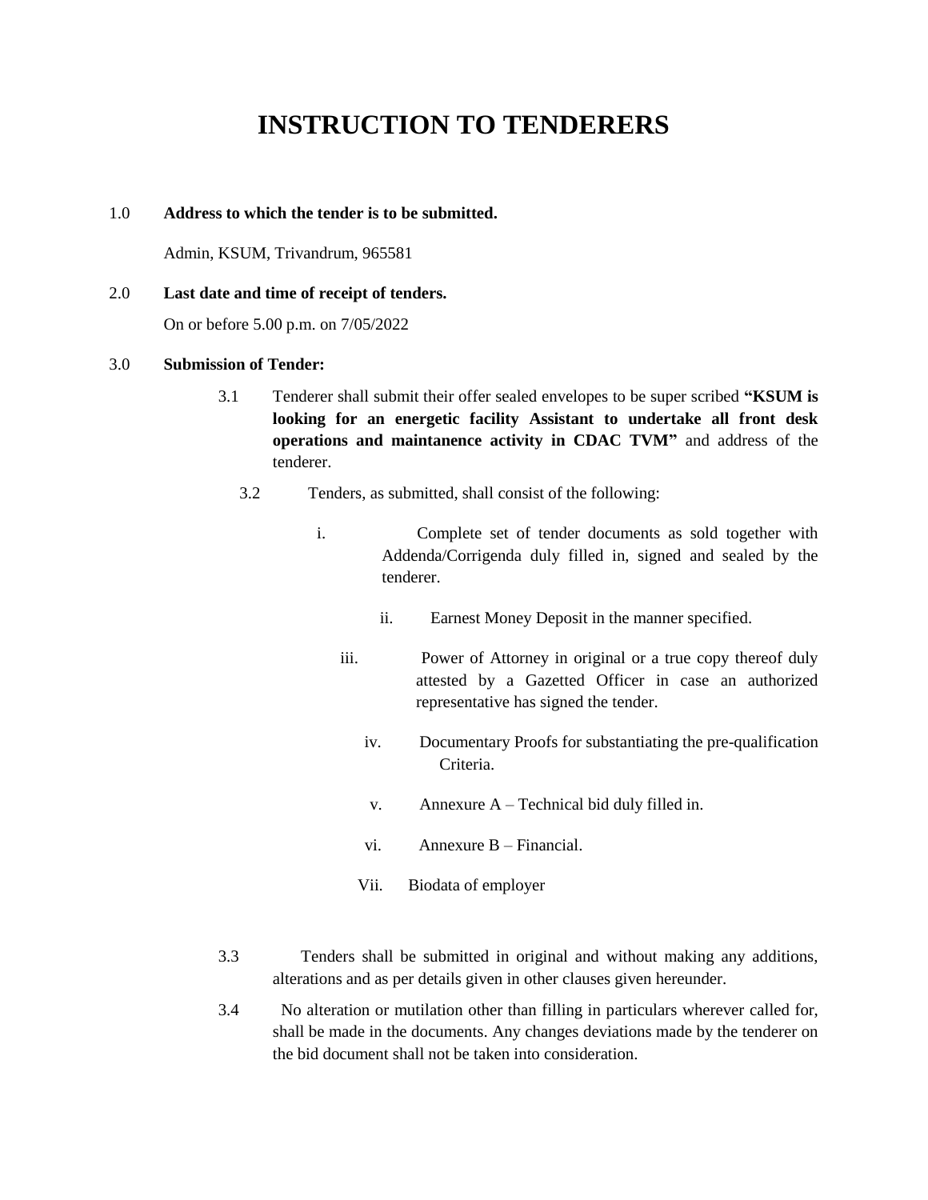# INSTRUCTION TO TENDERERS

1.0 **Address to which the tender is to be submitted.**

Admin, KSUM, Trivandrum, 965581

2.0 **Last date and time of receipt of tenders.**

On or before 5.00 p.m. on 7/05/2022

3.0 **Submission of Tender:**

3.1 Tenderer shall submit their offer sealed envelopes to be super scribed **"KSUM is looking for an energetic facility Assistant to undertake all front desk operations and maintanence activity in CDAC TVM"** and address of the tenderer.

3.2 Tenders, as submitted, shall consist of the following:

i. Complete set of tender documents as sold together with Addenda/Corrigenda duly filled in, signed and sealed by the tenderer.

ii. Earnest Money Deposit in the manner specified.

iii. Power of Attorney in original or a true copy thereof duly attested by a Gazetted Officer in case an authorized representative has signed the tender.

iv. Documentary Proofs for substantiating the pre-qualification Criteria.

v. Annexure A – Technical bid duly filled in.

vi. Annexure B – Financial.

Vii. Biodata of employer

3.3 Tenders shall be submitted in original and without making any additions, alterations and as per details given in other clauses given hereunder.

3.4 No alteration or mutilation other than filling in particulars wherever called for, shall be made in the documents. Any changes deviations made by the tenderer on the bid document shall not be taken into consideration.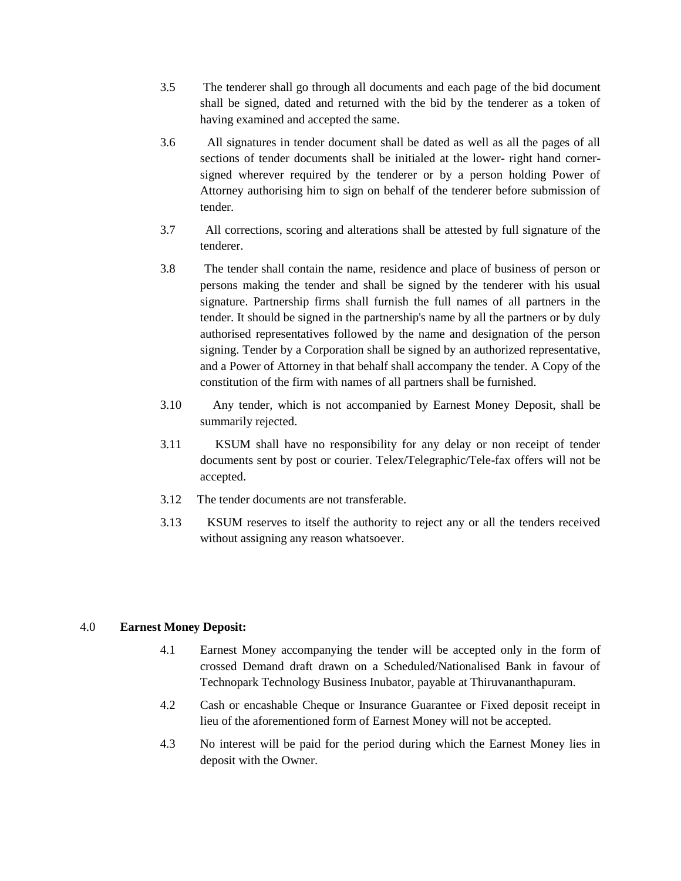3.5 The tenderer shall go through all documents and each page of the bid document shall be signed, dated and returned with the bid by the tenderer as a token of having examined and accepted the same.

3.6 All signatures in tender document shall be dated as well as all the pages of all sections of tender documents shall be initialed at the lower- right hand corner- signed wherever required by the tenderer or by a person holding Power of Attorney authorising him to sign on behalf of the tenderer before submission of tender.

3.7 All corrections, scoring and alterations shall be attested by full signature of the tenderer.

3.8 The tender shall contain the name, residence and place of business of person or persons making the tender and shall be signed by the tenderer with his usual signature. Partnership firms shall furnish the full names of all partners in the tender. It should be signed in the partnership's name by all the partners or by duly authorised representatives followed by the name and designation of the person signing. Tender by a Corporation shall be signed by an authorized representative, and a Power of Attorney in that behalf shall accompany the tender. A Copy of the constitution of the firm with names of all partners shall be furnished.

3.10 Any tender, which is not accompanied by Earnest Money Deposit, shall be summarily rejected.

3.11 KSUM shall have no responsibility for any delay or non receipt of tender documents sent by post or courier. Telex/Telegraphic/Tele-fax offers will not be accepted.

3.12 The tender documents are not transferable.

3.13 KSUM reserves to itself the authority to reject any or all the tenders received without assigning any reason whatsoever.

4.0 **Earnest Money Deposit:**

4.1 Earnest Money accompanying the tender will be accepted only in the form of crossed Demand draft drawn on a Scheduled/Nationalised Bank in favour of Technopark Technology Business Inubator, payable at Thiruvananthapuram.

4.2 Cash or encashable Cheque or Insurance Guarantee or Fixed deposit receipt in lieu of the aforementioned form of Earnest Money will not be accepted.

4.3 No interest will be paid for the period during which the Earnest Money lies in deposit with the Owner.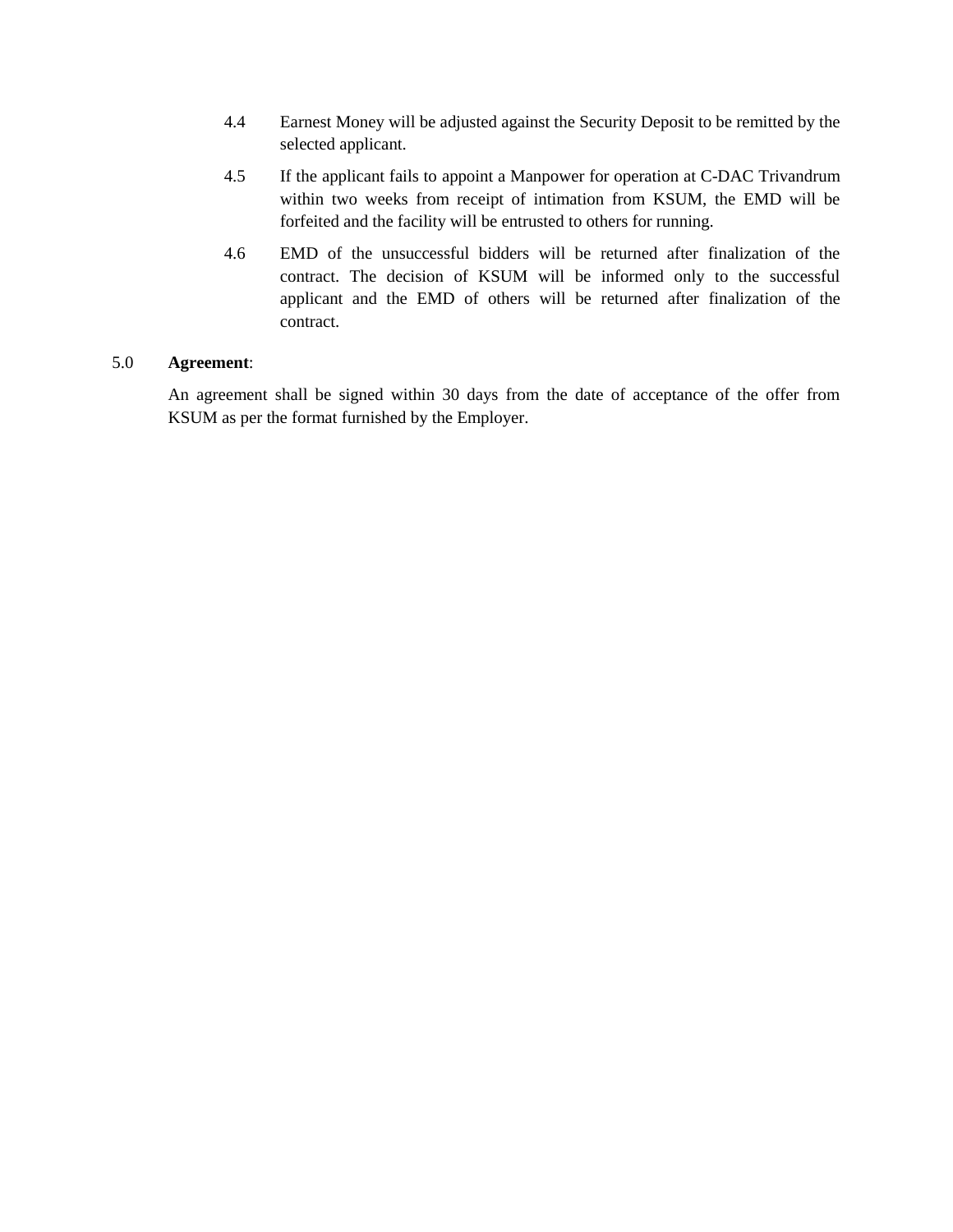4.4 Earnest Money will be adjusted against the Security Deposit to be remitted by the selected applicant.

4.5 If the applicant fails to appoint a Manpower for operation at C-DAC Trivandrum within two weeks from receipt of intimation from KSUM, the EMD will be forfeited and the facility will be entrusted to others for running.

4.6 EMD of the unsuccessful bidders will be returned after finalization of the contract. The decision of KSUM will be informed only to the successful applicant and the EMD of others will be returned after finalization of the contract.

5.0 **Agreement**:

An agreement shall be signed within 30 days from the date of acceptance of the offer from KSUM as per the format furnished by the Employer.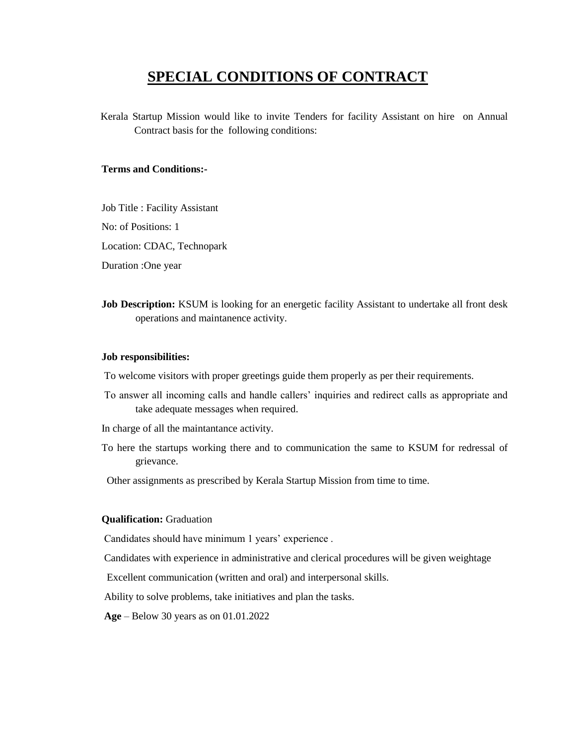# SPECIAL CONDITIONS OF CONTRACT

Kerala Startup Mission would like to invite Tenders for facility Assistant on hire on Annual Contract basis for the following conditions:

**Terms and Conditions:-**

Job Title : Facility Assistant

No: of Positions: 1

Location: CDAC, Technopark

Duration :One year

**Job Description:** KSUM is looking for an energetic facility Assistant to undertake all front desk operations and maintanence activity.

**Job responsibilities:**

To welcome visitors with proper greetings guide them properly as per their requirements.

To answer all incoming calls and handle callers' inquiries and redirect calls as appropriate and take adequate messages when required.

In charge of all the maintantance activity.

To here the startups working there and to communication the same to KSUM for redressal of grievance.

Other assignments as prescribed by Kerala Startup Mission from time to time.

**Qualification:** Graduation

Candidates should have minimum 1 years' experience .

Candidates with experience in administrative and clerical procedures will be given weightage

Excellent communication (written and oral) and interpersonal skills.

Ability to solve problems, take initiatives and plan the tasks.

**Age** – Below 30 years as on 01.01.2022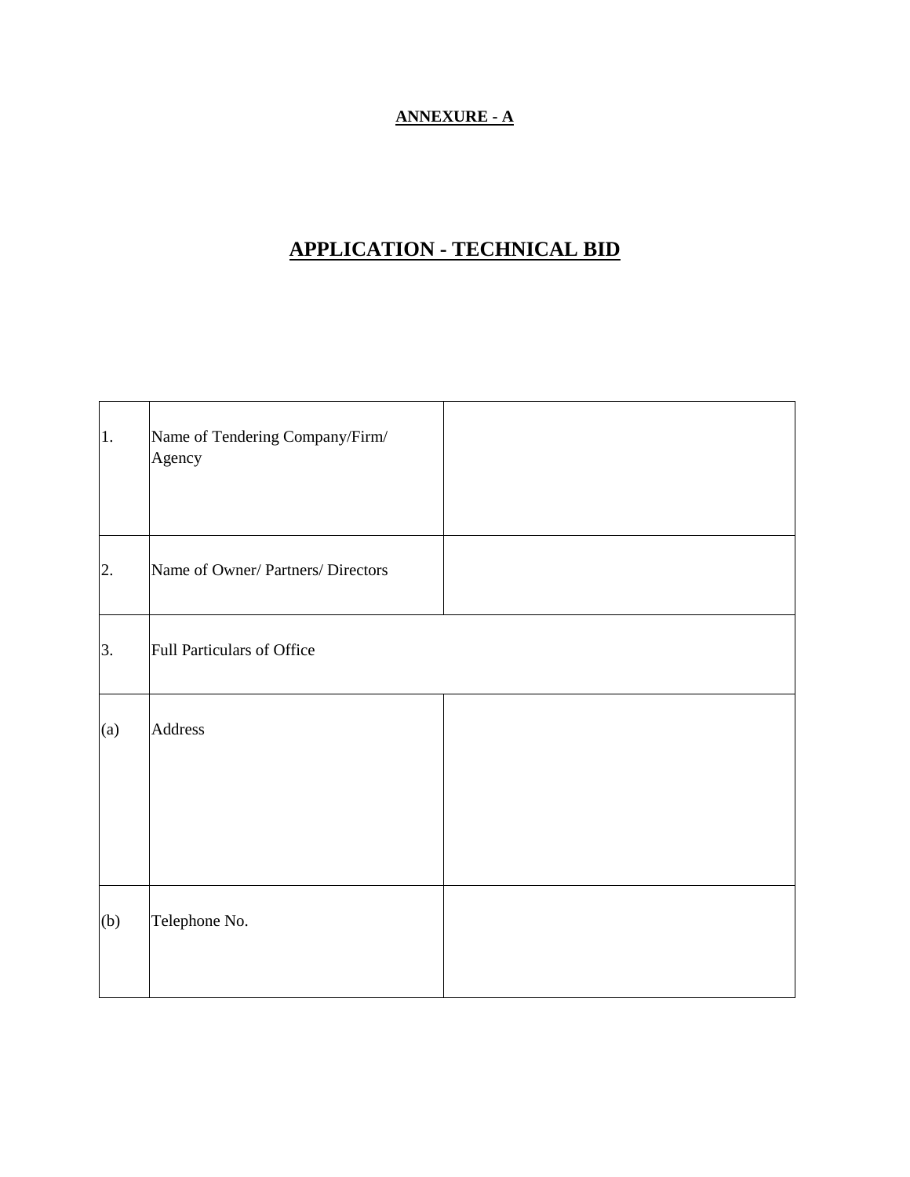**ANNEXURE - A**

# APPLICATION - TECHNICAL BID

| | | |
|---|---|---|
| 1. | Name of Tendering Company/Firm/ Agency | |
| 2. | Name of Owner/ Partners/ Directors | |
| 3. | Full Particulars of Office | |
| (a) | Address | |
| (b) | Telephone No. | |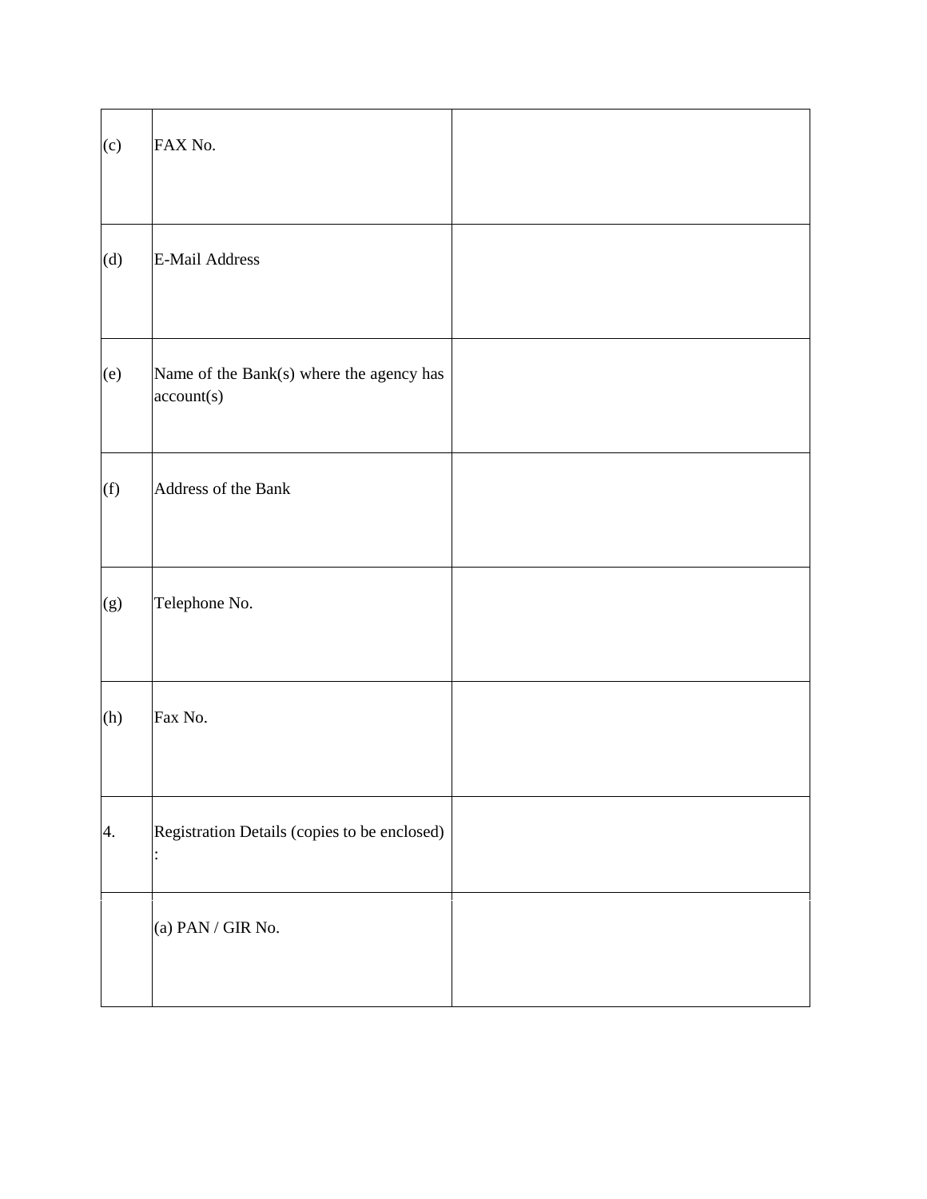| | | |
|---|---|---|
| (c) | FAX No. | |
| (d) | E-Mail Address | |
| (e) | Name of the Bank(s) where the agency has account(s) | |
| (f) | Address of the Bank | |
| (g) | Telephone No. | |
| (h) | Fax No. | |
| 4. | Registration Details (copies to be enclosed) : | |
| | (a) PAN / GIR No. | |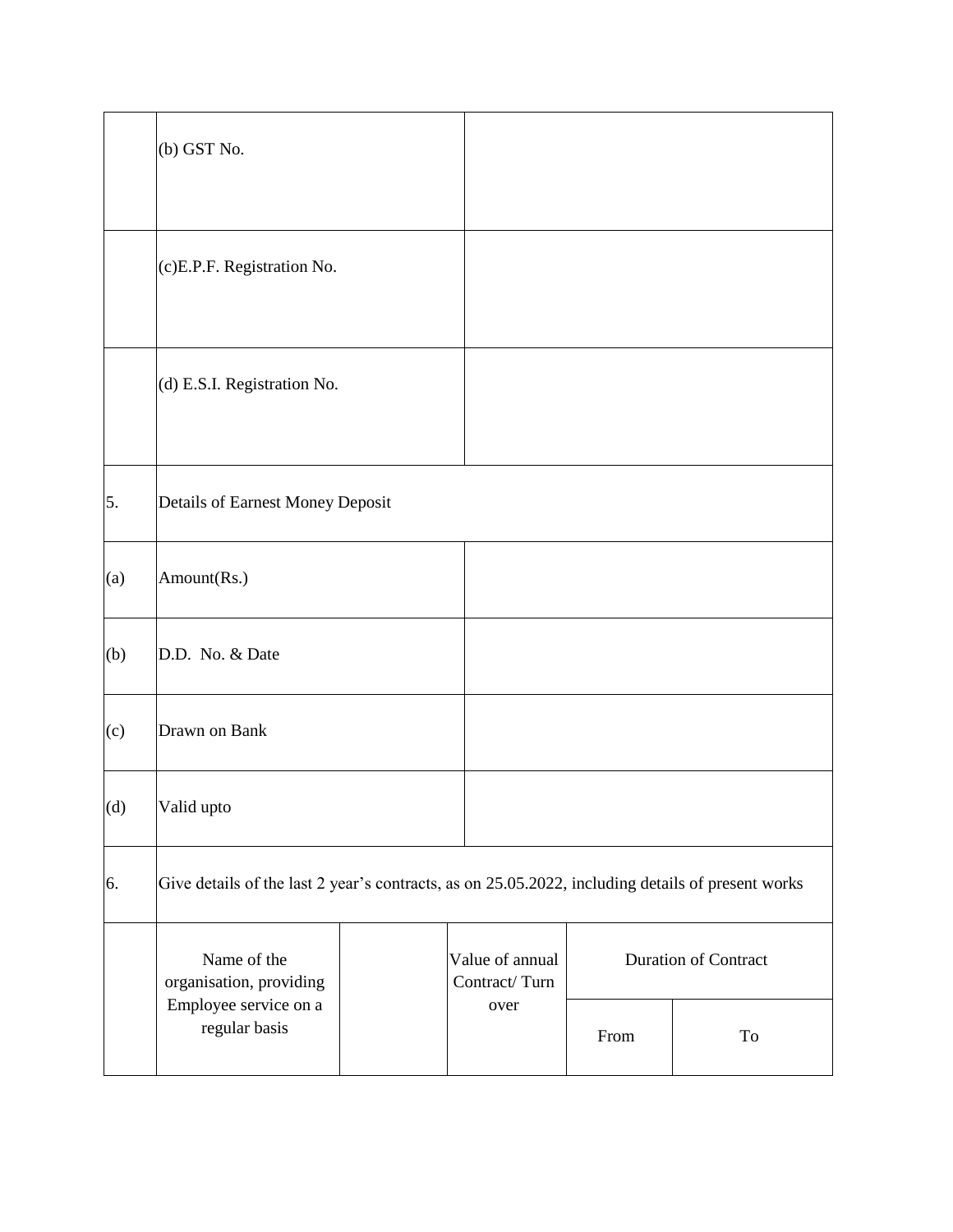| | | |
|---|---|---|
| | (b) GST No. | |
| | (c)E.P.F. Registration No. | |
| | (d) E.S.I. Registration No. | |
| 5. | Details of Earnest Money Deposit | |
| (a) | Amount(Rs.) | |
| (b) | D.D. No. & Date | |
| (c) | Drawn on Bank | |
| (d) | Valid upto | |
| 6. | Give details of the last 2 year's contracts, as on 25.05.2022, including details of present works | |

| | Name of the organisation, providing Employee service on a regular basis | | Value of annual Contract/ Turn over | Duration of Contract | |
|---|---|---|---|---|---|
| | | | | From | To |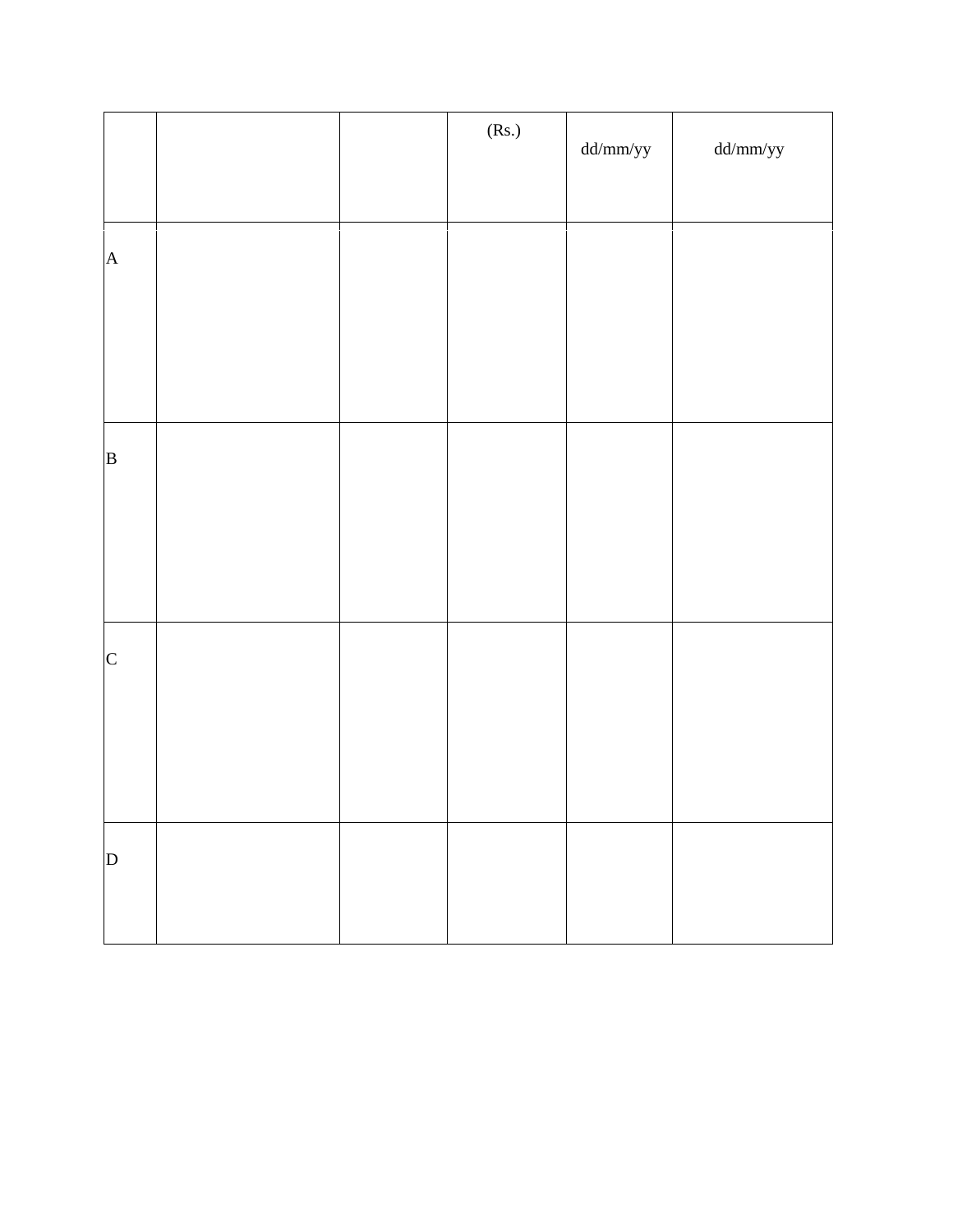| | | | (Rs.) | dd/mm/yy | dd/mm/yy |
|---|---|---|---|---|---|
| A | | | | | |
| B | | | | | |
| C | | | | | |
| D | | | | | |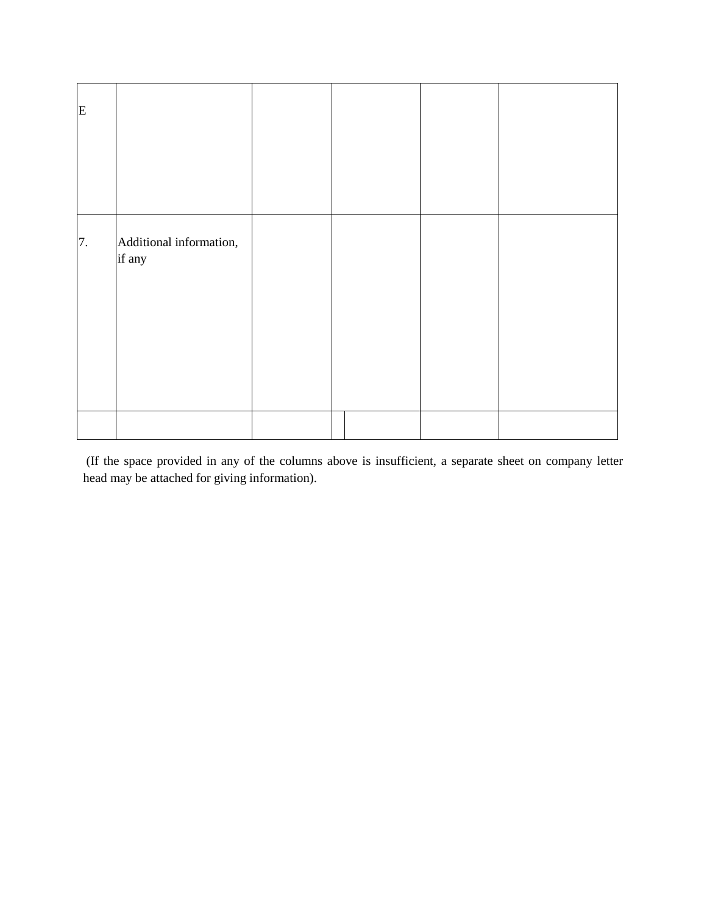| | | | | | |
|---|---|---|---|---|---|
| E | | | | | |
| 7. | Additional information, if any | | | | |
| | | | | | |

(If the space provided in any of the columns above is insufficient, a separate sheet on company letter head may be attached for giving information).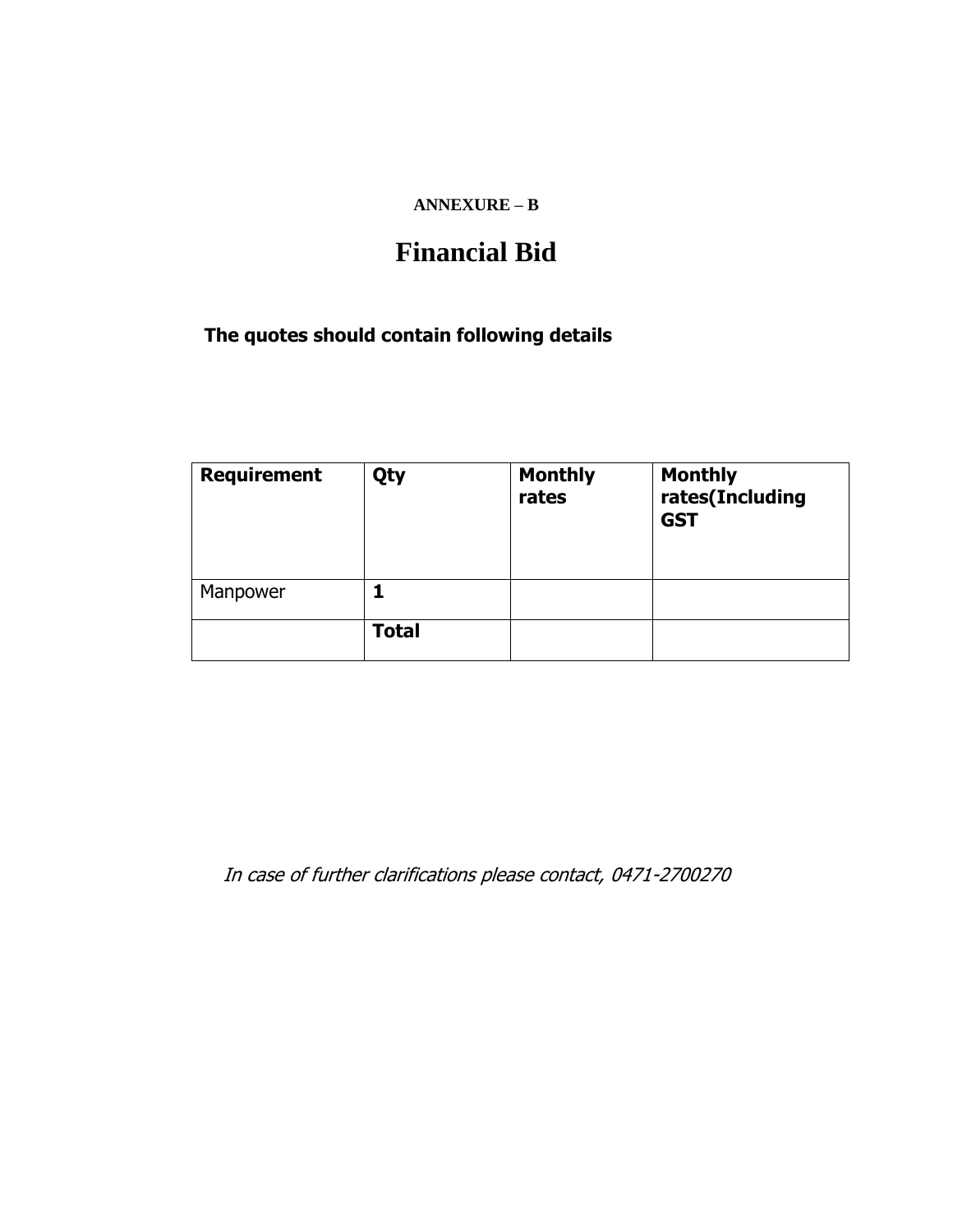**ANNEXURE – B**

# Financial Bid

**The quotes should contain following details**

| **Requirement** | **Qty** | **Monthly rates** | **Monthly rates(Including GST** |
|---|---|---|---|
| Manpower | **1** | | |
| | **Total** | | |

*In case of further clarifications please contact, 0471-2700270*